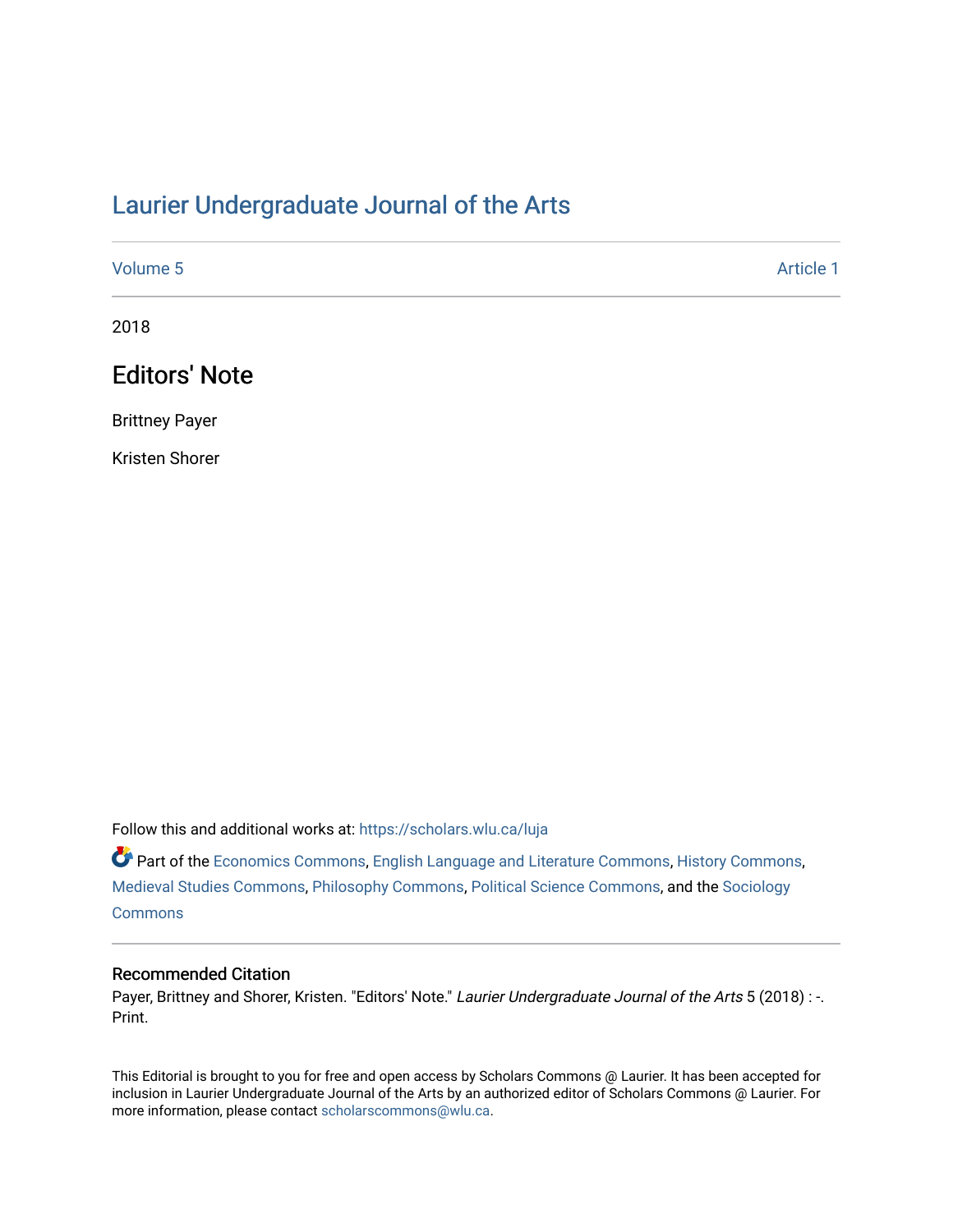# Laurier Undergraduate Journal of the Arts

Volume 5 Article 1

2018

## Editors' Note

Brittney Payer

Kristen Shorer

Follow this and additional works at: https://scholars.wlu.ca/luja

Part of the Economics Commons, English Language and Literature Commons, History Commons, Medieval Studies Commons, Philosophy Commons, Political Science Commons, and the Sociology Commons

### Recommended Citation

Payer, Brittney and Shorer, Kristen. "Editors' Note." *Laurier Undergraduate Journal of the Arts* 5 (2018) : -. Print.

This Editorial is brought to you for free and open access by Scholars Commons @ Laurier. It has been accepted for inclusion in Laurier Undergraduate Journal of the Arts by an authorized editor of Scholars Commons @ Laurier. For more information, please contact scholarscommons@wlu.ca.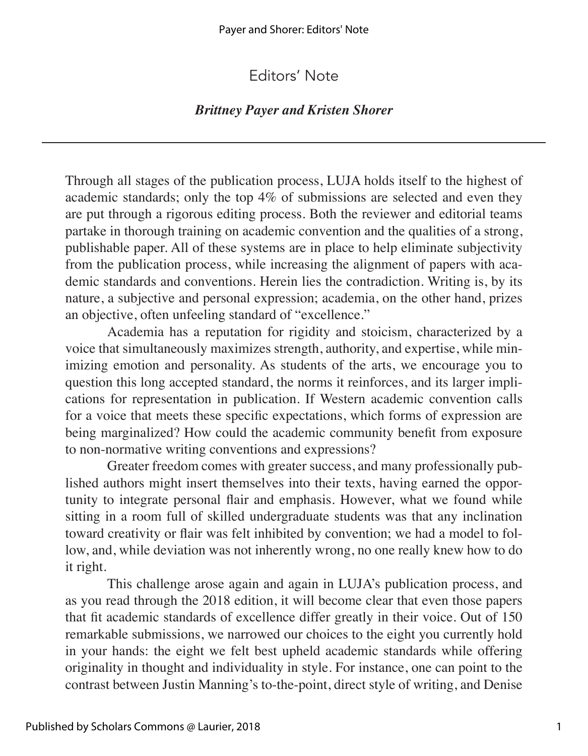# Editors' Note

***Brittney Payer and Kristen Shorer***

---

Through all stages of the publication process, LUJA holds itself to the highest of academic standards; only the top 4% of submissions are selected and even they are put through a rigorous editing process. Both the reviewer and editorial teams partake in thorough training on academic convention and the qualities of a strong, publishable paper. All of these systems are in place to help eliminate subjectivity from the publication process, while increasing the alignment of papers with academic standards and conventions. Herein lies the contradiction. Writing is, by its nature, a subjective and personal expression; academia, on the other hand, prizes an objective, often unfeeling standard of "excellence."

Academia has a reputation for rigidity and stoicism, characterized by a voice that simultaneously maximizes strength, authority, and expertise, while minimizing emotion and personality. As students of the arts, we encourage you to question this long accepted standard, the norms it reinforces, and its larger implications for representation in publication. If Western academic convention calls for a voice that meets these specific expectations, which forms of expression are being marginalized? How could the academic community benefit from exposure to non-normative writing conventions and expressions?

Greater freedom comes with greater success, and many professionally published authors might insert themselves into their texts, having earned the opportunity to integrate personal flair and emphasis. However, what we found while sitting in a room full of skilled undergraduate students was that any inclination toward creativity or flair was felt inhibited by convention; we had a model to follow, and, while deviation was not inherently wrong, no one really knew how to do it right.

This challenge arose again and again in LUJA's publication process, and as you read through the 2018 edition, it will become clear that even those papers that fit academic standards of excellence differ greatly in their voice. Out of 150 remarkable submissions, we narrowed our choices to the eight you currently hold in your hands: the eight we felt best upheld academic standards while offering originality in thought and individuality in style. For instance, one can point to the contrast between Justin Manning's to-the-point, direct style of writing, and Denise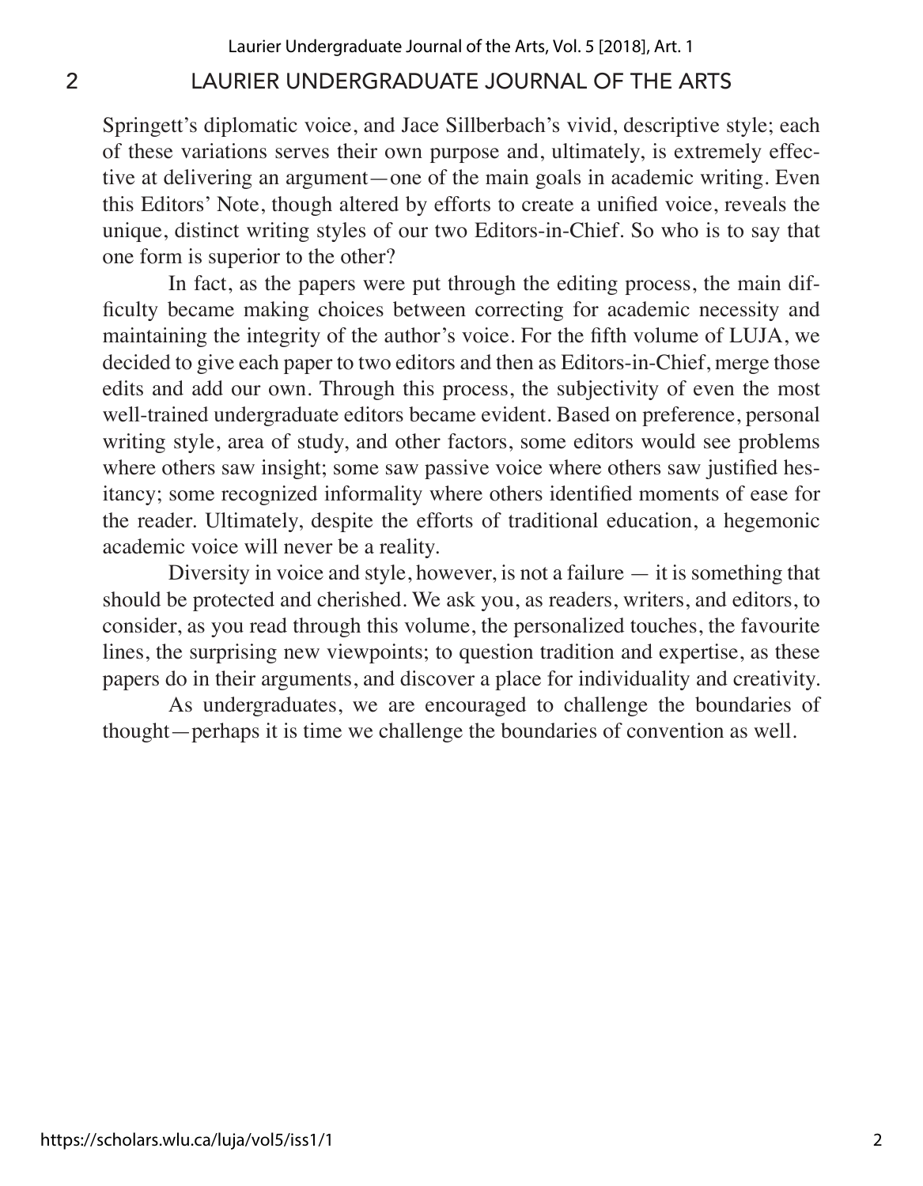Springett's diplomatic voice, and Jace Sillberbach's vivid, descriptive style; each of these variations serves their own purpose and, ultimately, is extremely effective at delivering an argument—one of the main goals in academic writing. Even this Editors' Note, though altered by efforts to create a unified voice, reveals the unique, distinct writing styles of our two Editors-in-Chief. So who is to say that one form is superior to the other?

In fact, as the papers were put through the editing process, the main difficulty became making choices between correcting for academic necessity and maintaining the integrity of the author's voice. For the fifth volume of LUJA, we decided to give each paper to two editors and then as Editors-in-Chief, merge those edits and add our own. Through this process, the subjectivity of even the most well-trained undergraduate editors became evident. Based on preference, personal writing style, area of study, and other factors, some editors would see problems where others saw insight; some saw passive voice where others saw justified hesitancy; some recognized informality where others identified moments of ease for the reader. Ultimately, despite the efforts of traditional education, a hegemonic academic voice will never be a reality.

Diversity in voice and style, however, is not a failure — it is something that should be protected and cherished. We ask you, as readers, writers, and editors, to consider, as you read through this volume, the personalized touches, the favourite lines, the surprising new viewpoints; to question tradition and expertise, as these papers do in their arguments, and discover a place for individuality and creativity.

As undergraduates, we are encouraged to challenge the boundaries of thought—perhaps it is time we challenge the boundaries of convention as well.